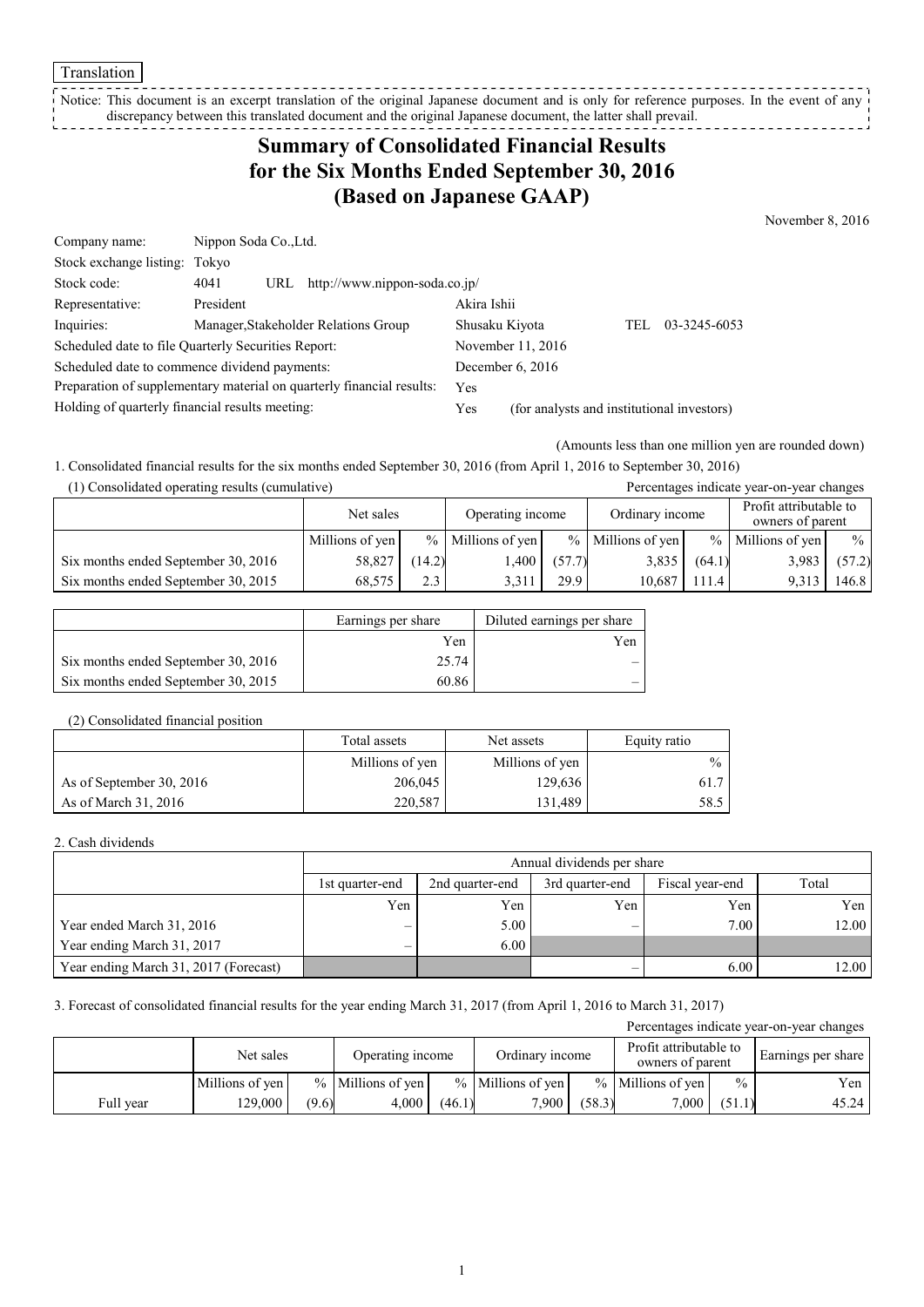Translation

Notice: This document is an excerpt translation of the original Japanese document and is only for reference purposes. In the event of any discrepancy between this translated document and the original Japanese document, the latter shall prevail.

# Summary of Consolidated Financial Results for the Six Months Ended September 30, 2016 (Based on Japanese GAAP)

November 8, 2016

| | | |
|---|---|---|
| Company name: | Nippon Soda Co.,Ltd. | |
| Stock exchange listing: | Tokyo | |
| Stock code: | 4041 URL http://www.nippon-soda.co.jp/ | |
| Representative: | President | Akira Ishii |
| Inquiries: | Manager,Stakeholder Relations Group | Shusaku Kiyota TEL 03-3245-6053 |
| Scheduled date to file Quarterly Securities Report: | | November 11, 2016 |
| Scheduled date to commence dividend payments: | | December 6, 2016 |
| Preparation of supplementary material on quarterly financial results: | | Yes |
| Holding of quarterly financial results meeting: | | Yes (for analysts and institutional investors) |

(Amounts less than one million yen are rounded down)

1. Consolidated financial results for the six months ended September 30, 2016 (from April 1, 2016 to September 30, 2016)

(1) Consolidated operating results (cumulative)

Percentages indicate year-on-year changes

| | Net sales | | Operating income | | Ordinary income | | Profit attributable to owners of parent | |
|---|---|---|---|---|---|---|---|---|
| | Millions of yen | % | Millions of yen | % | Millions of yen | % | Millions of yen | % |
| Six months ended September 30, 2016 | 58,827 | (14.2) | 1,400 | (57.7) | 3,835 | (64.1) | 3,983 | (57.2) |
| Six months ended September 30, 2015 | 68,575 | 2.3 | 3,311 | 29.9 | 10,687 | 111.4 | 9,313 | 146.8 |

| | Earnings per share | Diluted earnings per share |
|---|---|---|
| | Yen | Yen |
| Six months ended September 30, 2016 | 25.74 | – |
| Six months ended September 30, 2015 | 60.86 | – |

(2) Consolidated financial position

| | Total assets | Net assets | Equity ratio |
|---|---|---|---|
| | Millions of yen | Millions of yen | % |
| As of September 30, 2016 | 206,045 | 129,636 | 61.7 |
| As of March 31, 2016 | 220,587 | 131,489 | 58.5 |

2. Cash dividends

| | Annual dividends per share | | | | |
|---|---|---|---|---|---|
| | 1st quarter-end | 2nd quarter-end | 3rd quarter-end | Fiscal year-end | Total |
| | Yen | Yen | Yen | Yen | Yen |
| Year ended March 31, 2016 | – | 5.00 | – | 7.00 | 12.00 |
| Year ending March 31, 2017 | – | 6.00 | | | |
| Year ending March 31, 2017 (Forecast) | | | – | 6.00 | 12.00 |

3. Forecast of consolidated financial results for the year ending March 31, 2017 (from April 1, 2016 to March 31, 2017)

Percentages indicate year-on-year changes

| | Net sales | | Operating income | | Ordinary income | | Profit attributable to owners of parent | | Earnings per share |
|---|---|---|---|---|---|---|---|---|---|
| | Millions of yen | % | Millions of yen | % | Millions of yen | % | Millions of yen | % | Yen |
| Full year | 129,000 | (9.6) | 4,000 | (46.1) | 7,900 | (58.3) | 7,000 | (51.1) | 45.24 |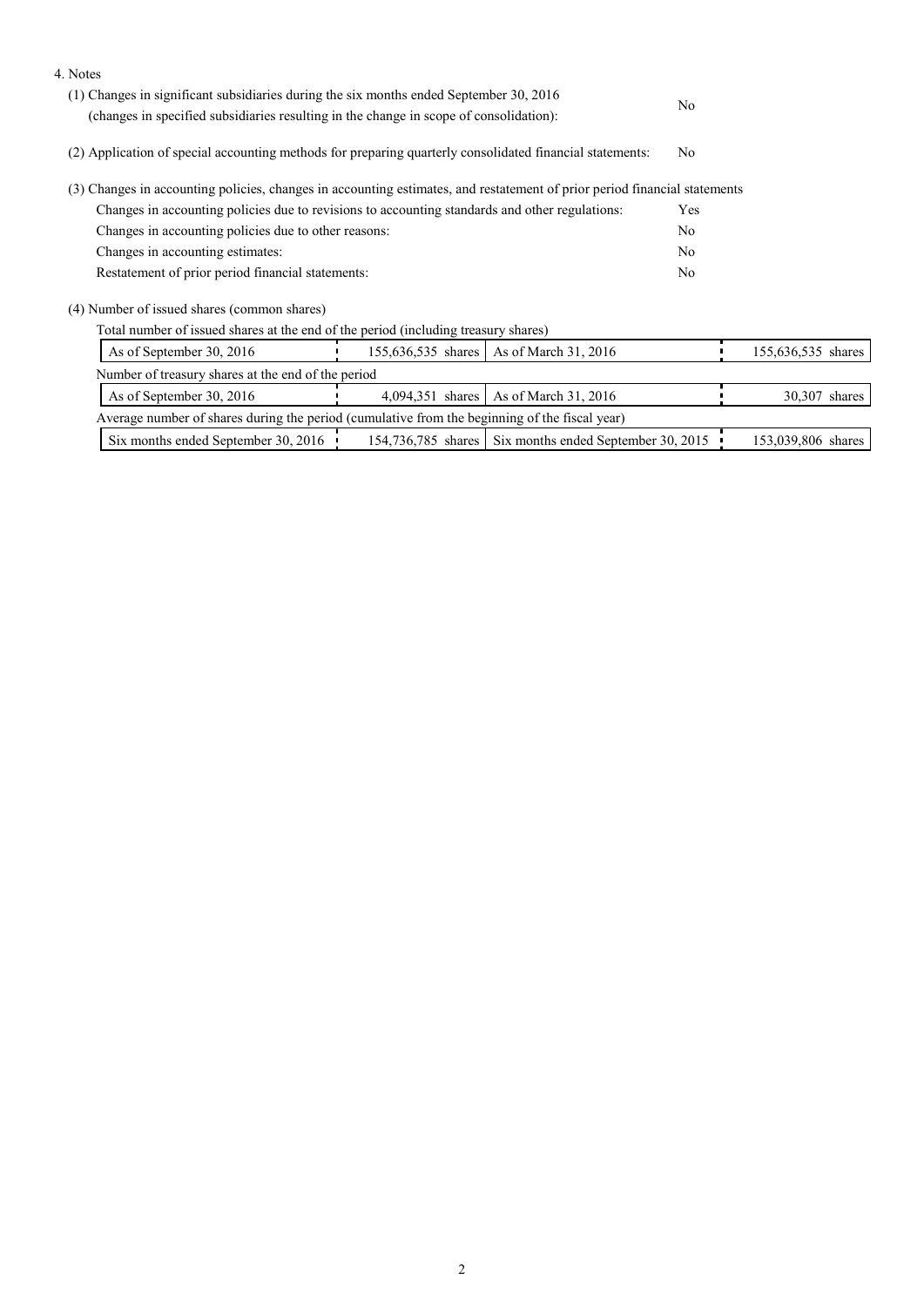4. Notes

(1) Changes in significant subsidiaries during the six months ended September 30, 2016 (changes in specified subsidiaries resulting in the change in scope of consolidation): No

(2) Application of special accounting methods for preparing quarterly consolidated financial statements: No

(3) Changes in accounting policies, changes in accounting estimates, and restatement of prior period financial statements

| | |
|---|---|
| Changes in accounting policies due to revisions to accounting standards and other regulations: | Yes |
| Changes in accounting policies due to other reasons: | No |
| Changes in accounting estimates: | No |
| Restatement of prior period financial statements: | No |

(4) Number of issued shares (common shares)

Total number of issued shares at the end of the period (including treasury shares)

| | | | |
|---|---|---|---|
| As of September 30, 2016 | 155,636,535 shares | As of March 31, 2016 | 155,636,535 shares |

Number of treasury shares at the end of the period

| | | | |
|---|---|---|---|
| As of September 30, 2016 | 4,094,351 shares | As of March 31, 2016 | 30,307 shares |

Average number of shares during the period (cumulative from the beginning of the fiscal year)

| | | | |
|---|---|---|---|
| Six months ended September 30, 2016 | 154,736,785 shares | Six months ended September 30, 2015 | 153,039,806 shares |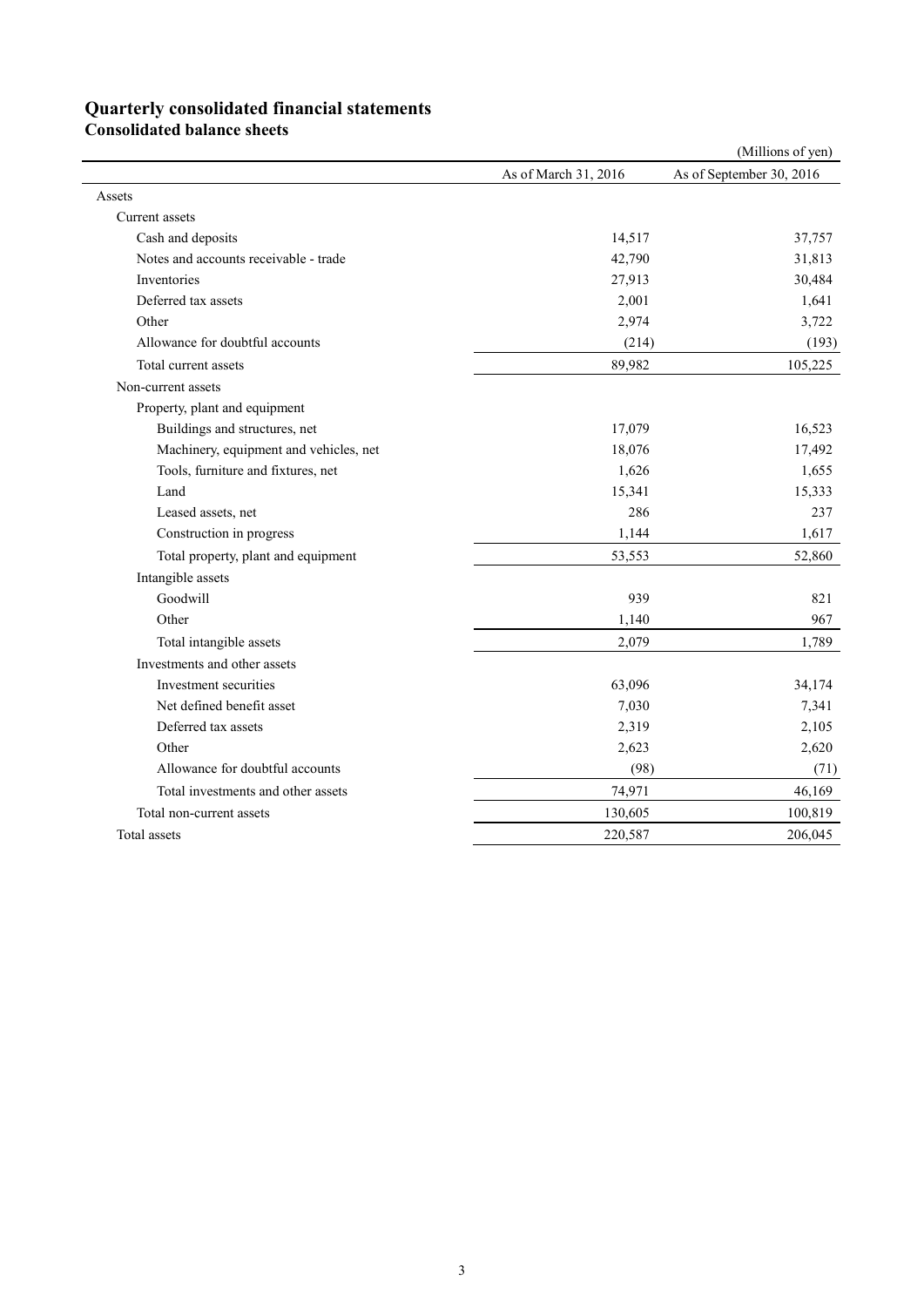# Quarterly consolidated financial statements

## Consolidated balance sheets

(Millions of yen)

| | As of March 31, 2016 | As of September 30, 2016 |
|---|---|---|
| Assets | | |
| Current assets | | |
| Cash and deposits | 14,517 | 37,757 |
| Notes and accounts receivable - trade | 42,790 | 31,813 |
| Inventories | 27,913 | 30,484 |
| Deferred tax assets | 2,001 | 1,641 |
| Other | 2,974 | 3,722 |
| Allowance for doubtful accounts | (214) | (193) |
| Total current assets | 89,982 | 105,225 |
| Non-current assets | | |
| Property, plant and equipment | | |
| Buildings and structures, net | 17,079 | 16,523 |
| Machinery, equipment and vehicles, net | 18,076 | 17,492 |
| Tools, furniture and fixtures, net | 1,626 | 1,655 |
| Land | 15,341 | 15,333 |
| Leased assets, net | 286 | 237 |
| Construction in progress | 1,144 | 1,617 |
| Total property, plant and equipment | 53,553 | 52,860 |
| Intangible assets | | |
| Goodwill | 939 | 821 |
| Other | 1,140 | 967 |
| Total intangible assets | 2,079 | 1,789 |
| Investments and other assets | | |
| Investment securities | 63,096 | 34,174 |
| Net defined benefit asset | 7,030 | 7,341 |
| Deferred tax assets | 2,319 | 2,105 |
| Other | 2,623 | 2,620 |
| Allowance for doubtful accounts | (98) | (71) |
| Total investments and other assets | 74,971 | 46,169 |
| Total non-current assets | 130,605 | 100,819 |
| Total assets | 220,587 | 206,045 |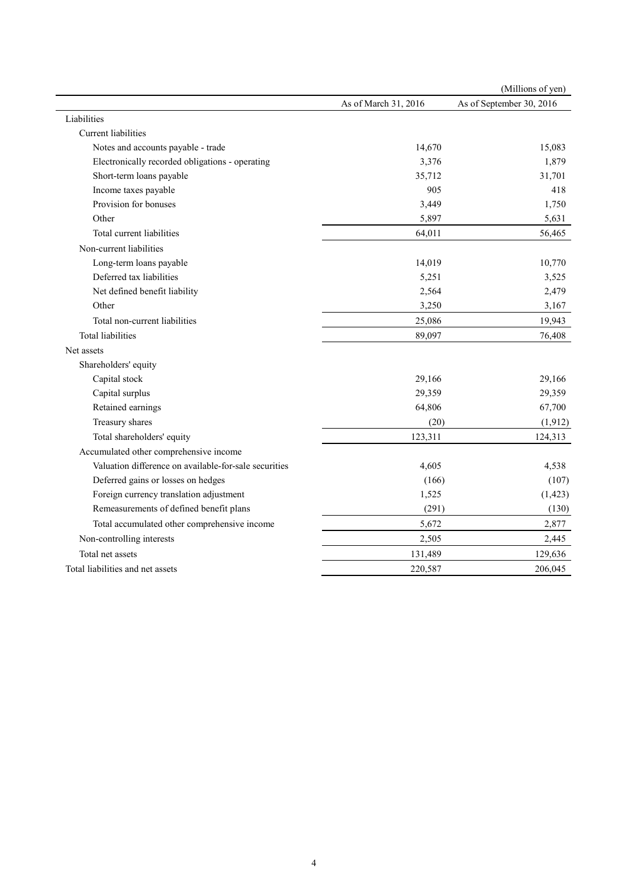(Millions of yen)

| | As of March 31, 2016 | As of September 30, 2016 |
|---|---|---|
| Liabilities | | |
| Current liabilities | | |
| Notes and accounts payable - trade | 14,670 | 15,083 |
| Electronically recorded obligations - operating | 3,376 | 1,879 |
| Short-term loans payable | 35,712 | 31,701 |
| Income taxes payable | 905 | 418 |
| Provision for bonuses | 3,449 | 1,750 |
| Other | 5,897 | 5,631 |
| Total current liabilities | 64,011 | 56,465 |
| Non-current liabilities | | |
| Long-term loans payable | 14,019 | 10,770 |
| Deferred tax liabilities | 5,251 | 3,525 |
| Net defined benefit liability | 2,564 | 2,479 |
| Other | 3,250 | 3,167 |
| Total non-current liabilities | 25,086 | 19,943 |
| Total liabilities | 89,097 | 76,408 |
| Net assets | | |
| Shareholders' equity | | |
| Capital stock | 29,166 | 29,166 |
| Capital surplus | 29,359 | 29,359 |
| Retained earnings | 64,806 | 67,700 |
| Treasury shares | (20) | (1,912) |
| Total shareholders' equity | 123,311 | 124,313 |
| Accumulated other comprehensive income | | |
| Valuation difference on available-for-sale securities | 4,605 | 4,538 |
| Deferred gains or losses on hedges | (166) | (107) |
| Foreign currency translation adjustment | 1,525 | (1,423) |
| Remeasurements of defined benefit plans | (291) | (130) |
| Total accumulated other comprehensive income | 5,672 | 2,877 |
| Non-controlling interests | 2,505 | 2,445 |
| Total net assets | 131,489 | 129,636 |
| Total liabilities and net assets | 220,587 | 206,045 |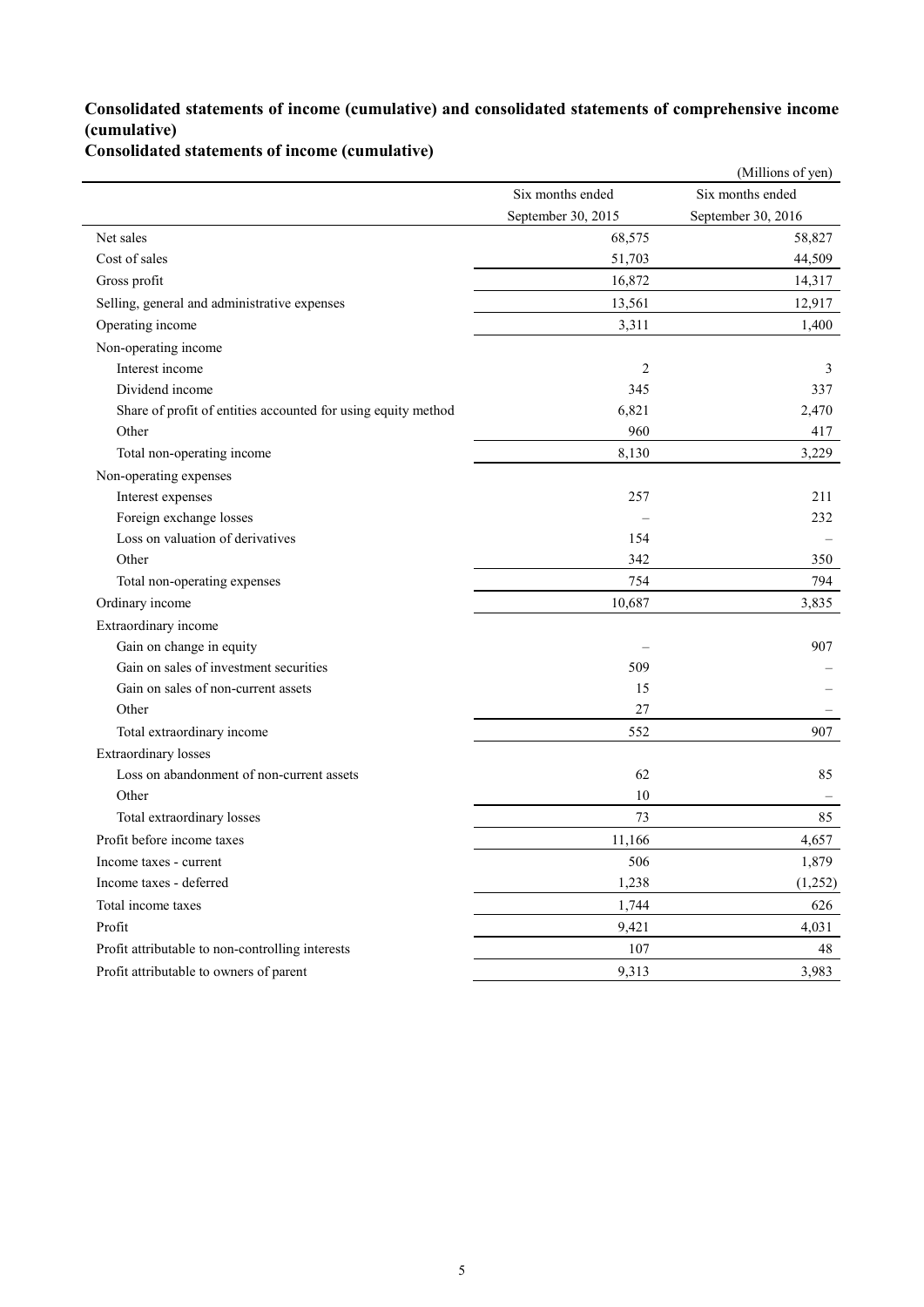## Consolidated statements of income (cumulative) and consolidated statements of comprehensive income (cumulative)

### Consolidated statements of income (cumulative)

(Millions of yen)

| | Six months ended September 30, 2015 | Six months ended September 30, 2016 |
|---|---|---|
| Net sales | 68,575 | 58,827 |
| Cost of sales | 51,703 | 44,509 |
| Gross profit | 16,872 | 14,317 |
| Selling, general and administrative expenses | 13,561 | 12,917 |
| Operating income | 3,311 | 1,400 |
| Non-operating income | | |
| Interest income | 2 | 3 |
| Dividend income | 345 | 337 |
| Share of profit of entities accounted for using equity method | 6,821 | 2,470 |
| Other | 960 | 417 |
| Total non-operating income | 8,130 | 3,229 |
| Non-operating expenses | | |
| Interest expenses | 257 | 211 |
| Foreign exchange losses | – | 232 |
| Loss on valuation of derivatives | 154 | – |
| Other | 342 | 350 |
| Total non-operating expenses | 754 | 794 |
| Ordinary income | 10,687 | 3,835 |
| Extraordinary income | | |
| Gain on change in equity | – | 907 |
| Gain on sales of investment securities | 509 | – |
| Gain on sales of non-current assets | 15 | – |
| Other | 27 | – |
| Total extraordinary income | 552 | 907 |
| Extraordinary losses | | |
| Loss on abandonment of non-current assets | 62 | 85 |
| Other | 10 | – |
| Total extraordinary losses | 73 | 85 |
| Profit before income taxes | 11,166 | 4,657 |
| Income taxes - current | 506 | 1,879 |
| Income taxes - deferred | 1,238 | (1,252) |
| Total income taxes | 1,744 | 626 |
| Profit | 9,421 | 4,031 |
| Profit attributable to non-controlling interests | 107 | 48 |
| Profit attributable to owners of parent | 9,313 | 3,983 |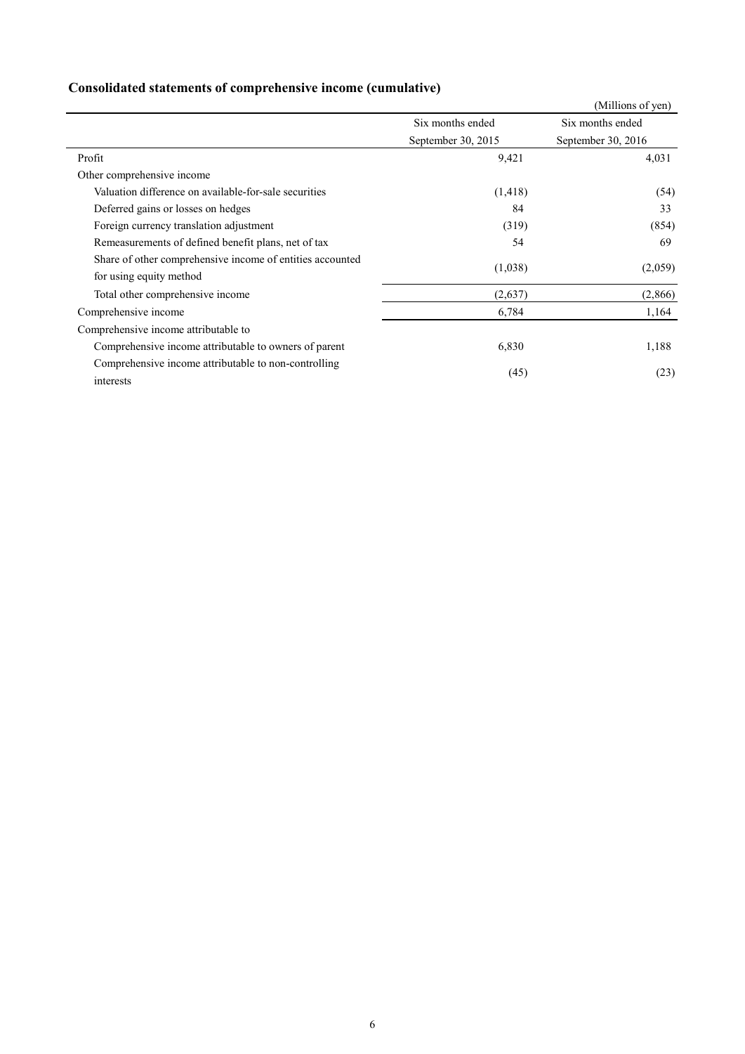## Consolidated statements of comprehensive income (cumulative)

(Millions of yen)

| | Six months ended September 30, 2015 | Six months ended September 30, 2016 |
|---|---|---|
| Profit | 9,421 | 4,031 |
| Other comprehensive income | | |
| Valuation difference on available-for-sale securities | (1,418) | (54) |
| Deferred gains or losses on hedges | 84 | 33 |
| Foreign currency translation adjustment | (319) | (854) |
| Remeasurements of defined benefit plans, net of tax | 54 | 69 |
| Share of other comprehensive income of entities accounted for using equity method | (1,038) | (2,059) |
| Total other comprehensive income | (2,637) | (2,866) |
| Comprehensive income | 6,784 | 1,164 |
| Comprehensive income attributable to | | |
| Comprehensive income attributable to owners of parent | 6,830 | 1,188 |
| Comprehensive income attributable to non-controlling interests | (45) | (23) |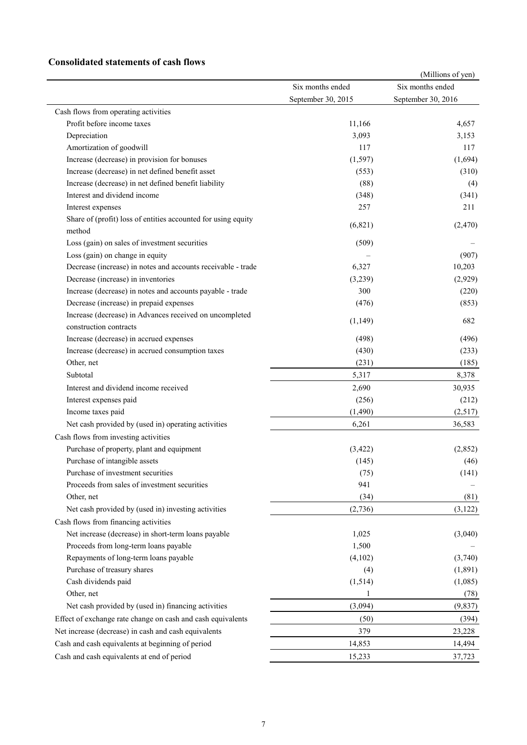## Consolidated statements of cash flows

(Millions of yen)

| | Six months ended September 30, 2015 | Six months ended September 30, 2016 |
|---|---|---|
| Cash flows from operating activities | | |
| Profit before income taxes | 11,166 | 4,657 |
| Depreciation | 3,093 | 3,153 |
| Amortization of goodwill | 117 | 117 |
| Increase (decrease) in provision for bonuses | (1,597) | (1,694) |
| Increase (decrease) in net defined benefit asset | (553) | (310) |
| Increase (decrease) in net defined benefit liability | (88) | (4) |
| Interest and dividend income | (348) | (341) |
| Interest expenses | 257 | 211 |
| Share of (profit) loss of entities accounted for using equity method | (6,821) | (2,470) |
| Loss (gain) on sales of investment securities | (509) | – |
| Loss (gain) on change in equity | – | (907) |
| Decrease (increase) in notes and accounts receivable - trade | 6,327 | 10,203 |
| Decrease (increase) in inventories | (3,239) | (2,929) |
| Increase (decrease) in notes and accounts payable - trade | 300 | (220) |
| Decrease (increase) in prepaid expenses | (476) | (853) |
| Increase (decrease) in Advances received on uncompleted construction contracts | (1,149) | 682 |
| Increase (decrease) in accrued expenses | (498) | (496) |
| Increase (decrease) in accrued consumption taxes | (430) | (233) |
| Other, net | (231) | (185) |
| Subtotal | 5,317 | 8,378 |
| Interest and dividend income received | 2,690 | 30,935 |
| Interest expenses paid | (256) | (212) |
| Income taxes paid | (1,490) | (2,517) |
| Net cash provided by (used in) operating activities | 6,261 | 36,583 |
| Cash flows from investing activities | | |
| Purchase of property, plant and equipment | (3,422) | (2,852) |
| Purchase of intangible assets | (145) | (46) |
| Purchase of investment securities | (75) | (141) |
| Proceeds from sales of investment securities | 941 | – |
| Other, net | (34) | (81) |
| Net cash provided by (used in) investing activities | (2,736) | (3,122) |
| Cash flows from financing activities | | |
| Net increase (decrease) in short-term loans payable | 1,025 | (3,040) |
| Proceeds from long-term loans payable | 1,500 | – |
| Repayments of long-term loans payable | (4,102) | (3,740) |
| Purchase of treasury shares | (4) | (1,891) |
| Cash dividends paid | (1,514) | (1,085) |
| Other, net | 1 | (78) |
| Net cash provided by (used in) financing activities | (3,094) | (9,837) |
| Effect of exchange rate change on cash and cash equivalents | (50) | (394) |
| Net increase (decrease) in cash and cash equivalents | 379 | 23,228 |
| Cash and cash equivalents at beginning of period | 14,853 | 14,494 |
| Cash and cash equivalents at end of period | 15,233 | 37,723 |